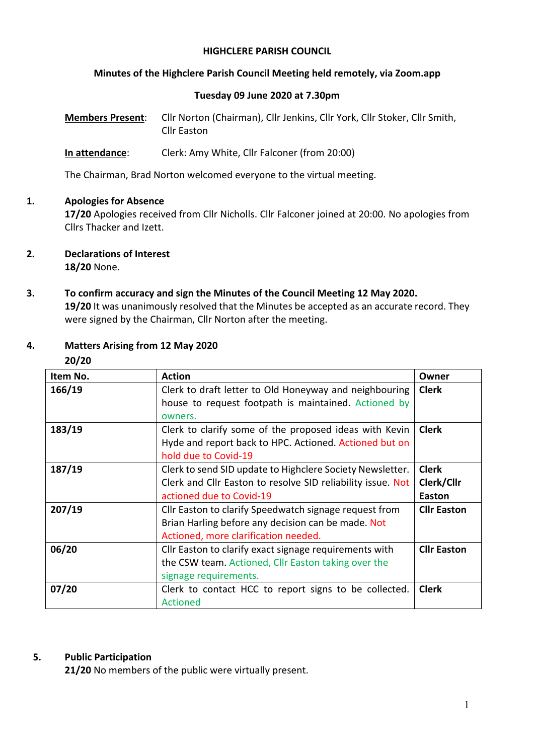**HIGHCLERE PARISH COUNCIL**

**Minutes of the Highclere Parish Council Meeting held remotely, via Zoom.app**

**Tuesday 09 June 2020 at 7.30pm**

**Members Present**: Cllr Norton (Chairman), Cllr Jenkins, Cllr York, Cllr Stoker, Cllr Smith, Cllr Easton

**In attendance**: Clerk: Amy White, Cllr Falconer (from 20:00)

The Chairman, Brad Norton welcomed everyone to the virtual meeting.

## 1. Apologies for Absence

**17/20** Apologies received from Cllr Nicholls. Cllr Falconer joined at 20:00. No apologies from Cllrs Thacker and Izett.

## 2. Declarations of Interest

**18/20** None.

## 3. To confirm accuracy and sign the Minutes of the Council Meeting 12 May 2020.

**19/20** It was unanimously resolved that the Minutes be accepted as an accurate record. They were signed by the Chairman, Cllr Norton after the meeting.

## 4. Matters Arising from 12 May 2020

**20/20**

| Item No. | Action | Owner |
|---|---|---|
| **166/19** | Clerk to draft letter to Old Honeyway and neighbouring house to request footpath is maintained. Actioned by owners. | **Clerk** |
| **183/19** | Clerk to clarify some of the proposed ideas with Kevin Hyde and report back to HPC. Actioned. Actioned but on hold due to Covid-19 | **Clerk** |
| **187/19** | Clerk to send SID update to Highclere Society Newsletter. Clerk and Cllr Easton to resolve SID reliability issue. Not actioned due to Covid-19 | **Clerk** **Clerk/Cllr Easton** |
| **207/19** | Cllr Easton to clarify Speedwatch signage request from Brian Harling before any decision can be made. Not Actioned, more clarification needed. | **Cllr Easton** |
| **06/20** | Cllr Easton to clarify exact signage requirements with the CSW team. Actioned, Cllr Easton taking over the signage requirements. | **Cllr Easton** |
| **07/20** | Clerk to contact HCC to report signs to be collected. Actioned | **Clerk** |

## 5. Public Participation

**21/20** No members of the public were virtually present.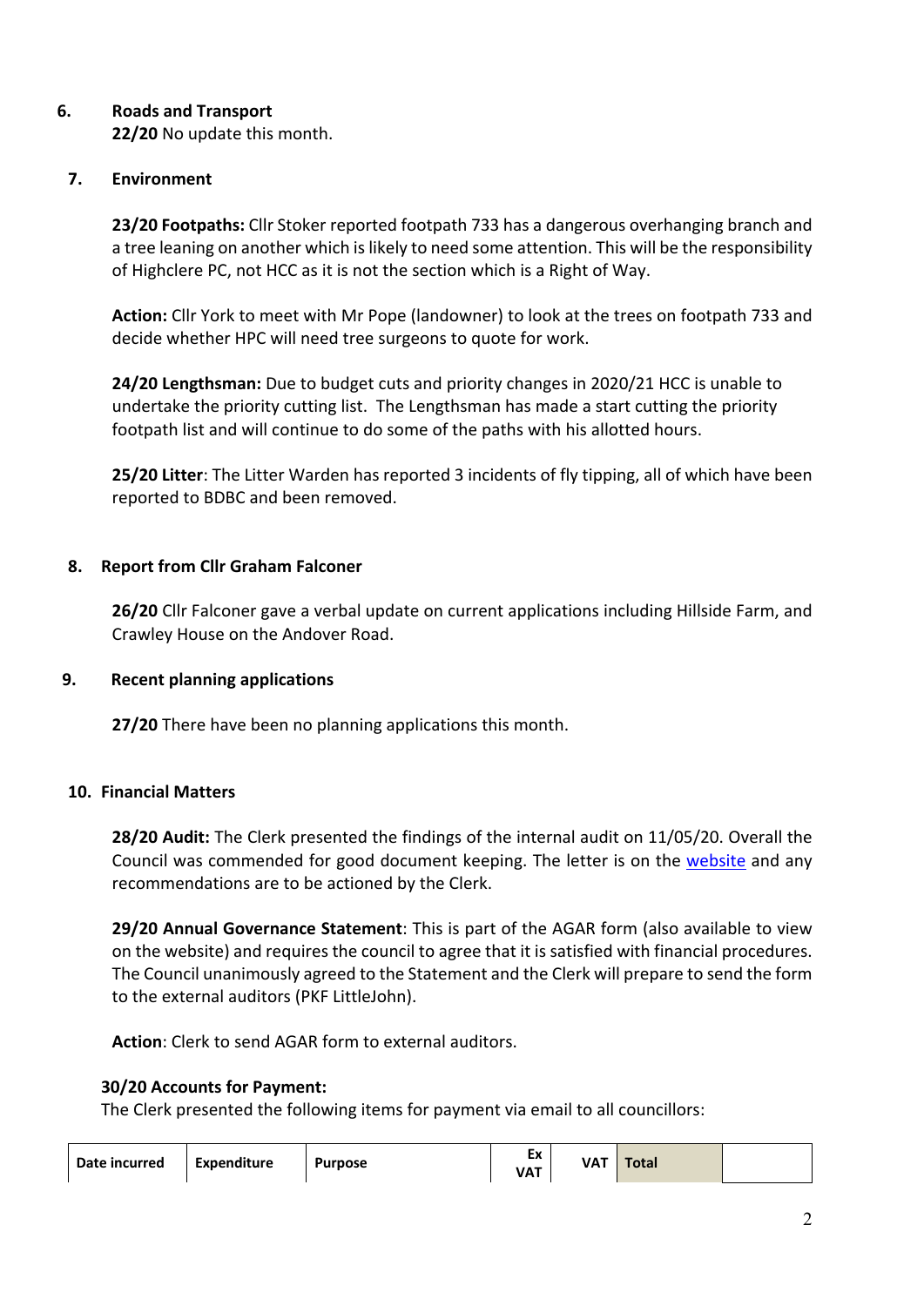## 6. Roads and Transport

**22/20** No update this month.

## 7. Environment

**23/20 Footpaths:** Cllr Stoker reported footpath 733 has a dangerous overhanging branch and a tree leaning on another which is likely to need some attention. This will be the responsibility of Highclere PC, not HCC as it is not the section which is a Right of Way.

**Action:** Cllr York to meet with Mr Pope (landowner) to look at the trees on footpath 733 and decide whether HPC will need tree surgeons to quote for work.

**24/20 Lengthsman:** Due to budget cuts and priority changes in 2020/21 HCC is unable to undertake the priority cutting list. The Lengthsman has made a start cutting the priority footpath list and will continue to do some of the paths with his allotted hours.

**25/20 Litter**: The Litter Warden has reported 3 incidents of fly tipping, all of which have been reported to BDBC and been removed.

## 8. Report from Cllr Graham Falconer

**26/20** Cllr Falconer gave a verbal update on current applications including Hillside Farm, and Crawley House on the Andover Road.

## 9. Recent planning applications

**27/20** There have been no planning applications this month.

## 10. Financial Matters

**28/20 Audit:** The Clerk presented the findings of the internal audit on 11/05/20. Overall the Council was commended for good document keeping. The letter is on the website and any recommendations are to be actioned by the Clerk.

**29/20 Annual Governance Statement**: This is part of the AGAR form (also available to view on the website) and requires the council to agree that it is satisfied with financial procedures. The Council unanimously agreed to the Statement and the Clerk will prepare to send the form to the external auditors (PKF LittleJohn).

**Action**: Clerk to send AGAR form to external auditors.

**30/20 Accounts for Payment:**

The Clerk presented the following items for payment via email to all councillors:

| Date incurred | Expenditure | Purpose | Ex VAT | VAT | Total | |
|---|---|---|---|---|---|---|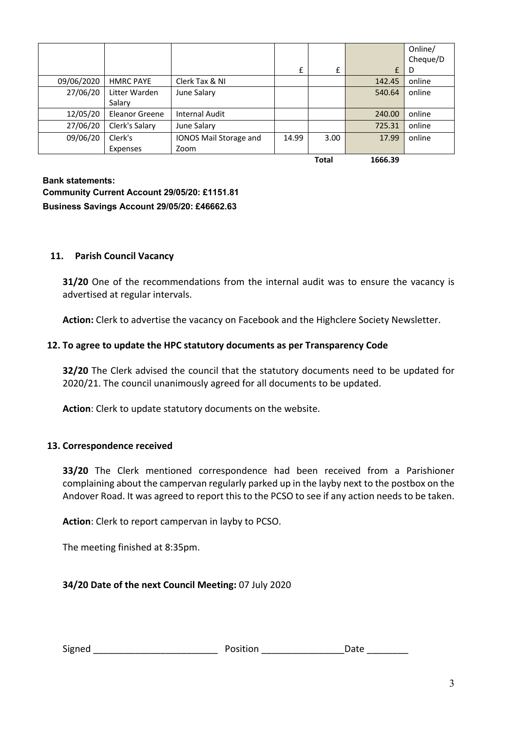| | | | | | | |
|---|---|---|---|---|---|---|
| | | | £ | £ | £ | Online/ Cheque/DD |
| 09/06/2020 | HMRC PAYE | Clerk Tax & NI | | | 142.45 | online |
| 27/06/20 | Litter Warden Salary | June Salary | | | 540.64 | online |
| 12/05/20 | Eleanor Greene | Internal Audit | | | 240.00 | online |
| 27/06/20 | Clerk's Salary | June Salary | | | 725.31 | online |
| 09/06/20 | Clerk's Expenses | IONOS Mail Storage and Zoom | 14.99 | 3.00 | 17.99 | online |
| | | | | **Total** | **1666.39** | |

**Bank statements:**
**Community Current Account 29/05/20: £1151.81**
**Business Savings Account 29/05/20: £46662.63**

## 11. Parish Council Vacancy

**31/20** One of the recommendations from the internal audit was to ensure the vacancy is advertised at regular intervals.

**Action:** Clerk to advertise the vacancy on Facebook and the Highclere Society Newsletter.

## 12. To agree to update the HPC statutory documents as per Transparency Code

**32/20** The Clerk advised the council that the statutory documents need to be updated for 2020/21. The council unanimously agreed for all documents to be updated.

**Action**: Clerk to update statutory documents on the website.

## 13. Correspondence received

**33/20** The Clerk mentioned correspondence had been received from a Parishioner complaining about the campervan regularly parked up in the layby next to the postbox on the Andover Road. It was agreed to report this to the PCSO to see if any action needs to be taken.

**Action**: Clerk to report campervan in layby to PCSO.

The meeting finished at 8:35pm.

**34/20 Date of the next Council Meeting:** 07 July 2020

Signed \_\_\_\_\_\_\_\_\_\_\_\_\_\_\_\_\_\_\_\_\_\_\_\_ Position \_\_\_\_\_\_\_\_\_\_\_\_\_\_\_\_Date \_\_\_\_\_\_\_\_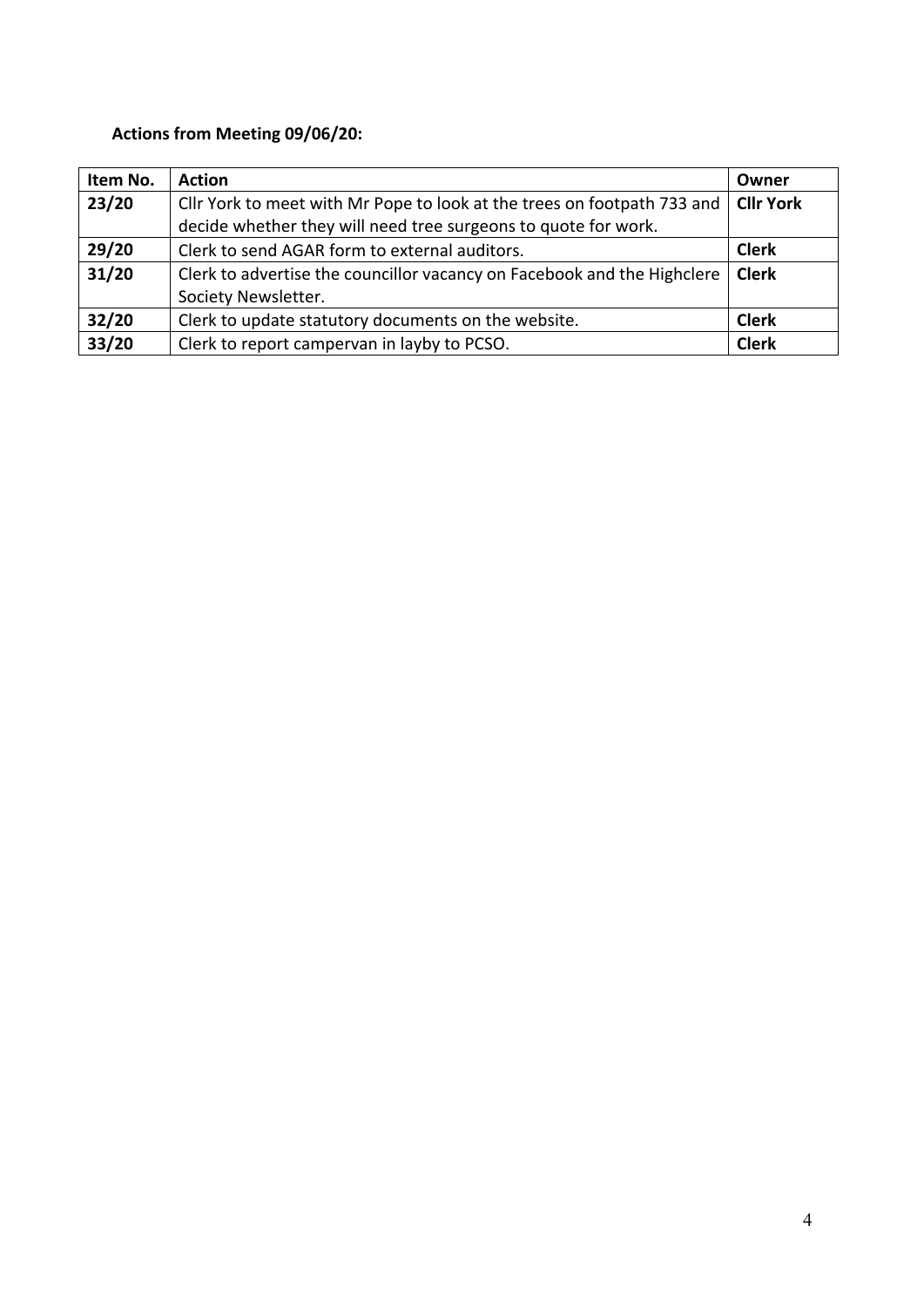**Actions from Meeting 09/06/20:**

| Item No. | Action | Owner |
|---|---|---|
| **23/20** | Cllr York to meet with Mr Pope to look at the trees on footpath 733 and decide whether they will need tree surgeons to quote for work. | **Cllr York** |
| **29/20** | Clerk to send AGAR form to external auditors. | **Clerk** |
| **31/20** | Clerk to advertise the councillor vacancy on Facebook and the Highclere Society Newsletter. | **Clerk** |
| **32/20** | Clerk to update statutory documents on the website. | **Clerk** |
| **33/20** | Clerk to report campervan in layby to PCSO. | **Clerk** |